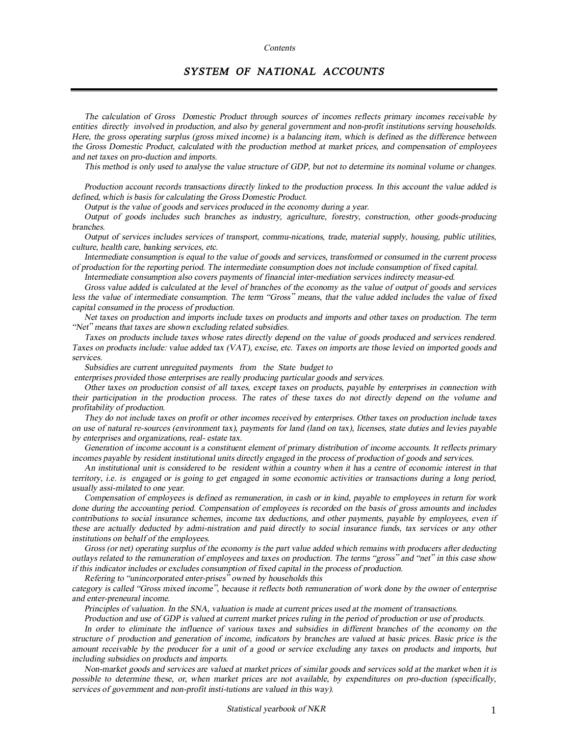## SYSTEM OF NATIONAL ACCOUNTS

*The calculation of Gross Domestic Product through sources of incomes reflects primary incomes receivable by entities directly involved in production, and also by general government and non-profit institutions serving households. Here, the gross operating surplus (gross mixed income) is a balancing item, which is defined as the difference between the Gross Domestic Product, calculated with the production method at market prices, and compensation of employees and net taxes on pro-duction and imports.*

*This method is only used to analyse the value structure of GDP, but not to determine its nominal volume or changes.*

*Production account records transactions directly linked to the production process. In this account the value added is defined, which is basis for calculating the Gross Domestic Product.*

*Output is the value of goods and services produced in the economy during a year.*

*Output of goods includes such branches as industry, agriculture, forestry, construction, other goods-producing branches.*

*Output of services includes services of transport, commu-nications, trade, material supply, housing, public utilities, culture, health care, banking services, etc.*

*Intermediate consumption is equal to the value of goods and services, transformed or consumed in the current process of production for the reporting period. The intermediate consumption does not include consumption of fixed capital.*

*Intermediate consumption also covers payments of financial inter-mediation services indirecty measur-ed.*

*Gross value added is calculated at the level of branches of the economy as the value of output of goods and services less the value of intermediate consumption. The term "Gross" means, that the value added includes the value of fixed capital consumed in the process of production.*

*Net taxes on production and imports include taxes on products and imports and other taxes on production. The term "Net" means that taxes are shown excluding related subsidies.*

*Taxes on products include taxes whose rates directly depend on the value of goods produced and services rendered. Taxes on products include: value added tax (VAT), excise, etc. Taxes on imports are those levied on imported goods and services.*

*Subsidies are current unreguited payments from the State budget to enterprises provided those enterprises are really producing particular goods and services.*

*Other taxes on production consist of all taxes, except taxes on products, payable by enterprises in connection with their participation in the production process. The rates of these taxes do not directly depend on the volume and profitability of production.*

*They do not include taxes on profit or other incomes received by enterprises. Other taxes on production include taxes on use of natural re-sources (environment tax), payments for land (land on tax), licenses, state duties and levies payable by enterprises and organizations, real- estate tax.*

*Generation of income account is a constituent element of primary distribution of income accounts. It reflects primary incomes payable by resident institutional units directly engaged in the process of production of goods and services.*

*An institutional unit is considered to be resident within a country when it has a centre of economic interest in that territory, i.e. is engaged or is going to get engaged in some economic activities or transactions during a long period, usually assi-milated to one year.*

*Compensation of employees is defined as remuneration, in cash or in kind, payable to employees in return for work done during the accounting period. Compensation of employees is recorded on the basis of gross amounts and includes contributions to social insurance schemes, income tax deductions, and other payments, payable by employees, even if these are actually deducted by admi-nistration and paid directly to social insurance funds, tax services or any other institutions on behalf of the employees.*

*Gross (or net) operating surplus of the economy is the part value added which remains with producers after deducting outlays related to the remuneration of employees and taxes on production. The terms "gross" and "net" in this case show if this indicator includes or excludes consumption of fixed capital in the process of production.*

*Refering to "unincorporated enter-prises" owned by households this category is called "Gross mixed income", because it reflects both remuneration of work done by the owner of enterprise and enter-preneural income.*

*Principles of valuation. In the SNA, valuation is made at current prices used at the moment of transactions.*

*Production and use of GDP is valued at current market prices ruling in the period of production or use of products.*

*In order to eliminate the influence of various taxes and subsidies in different branches of the economy on the structure of production and generation of income, indicators by branches are valued at basic prices. Basic price is the amount receivable by the producer for a unit of a good or service excluding any taxes on products and imports, but including subsidies on products and imports.*

*Non-market goods and services are valued at market prices of similar goods and services sold at the market when it is possible to determine these, or, when market prices are not available, by expenditures on pro-duction (specifically, services of government and non-profit insti-tutions are valued in this way).*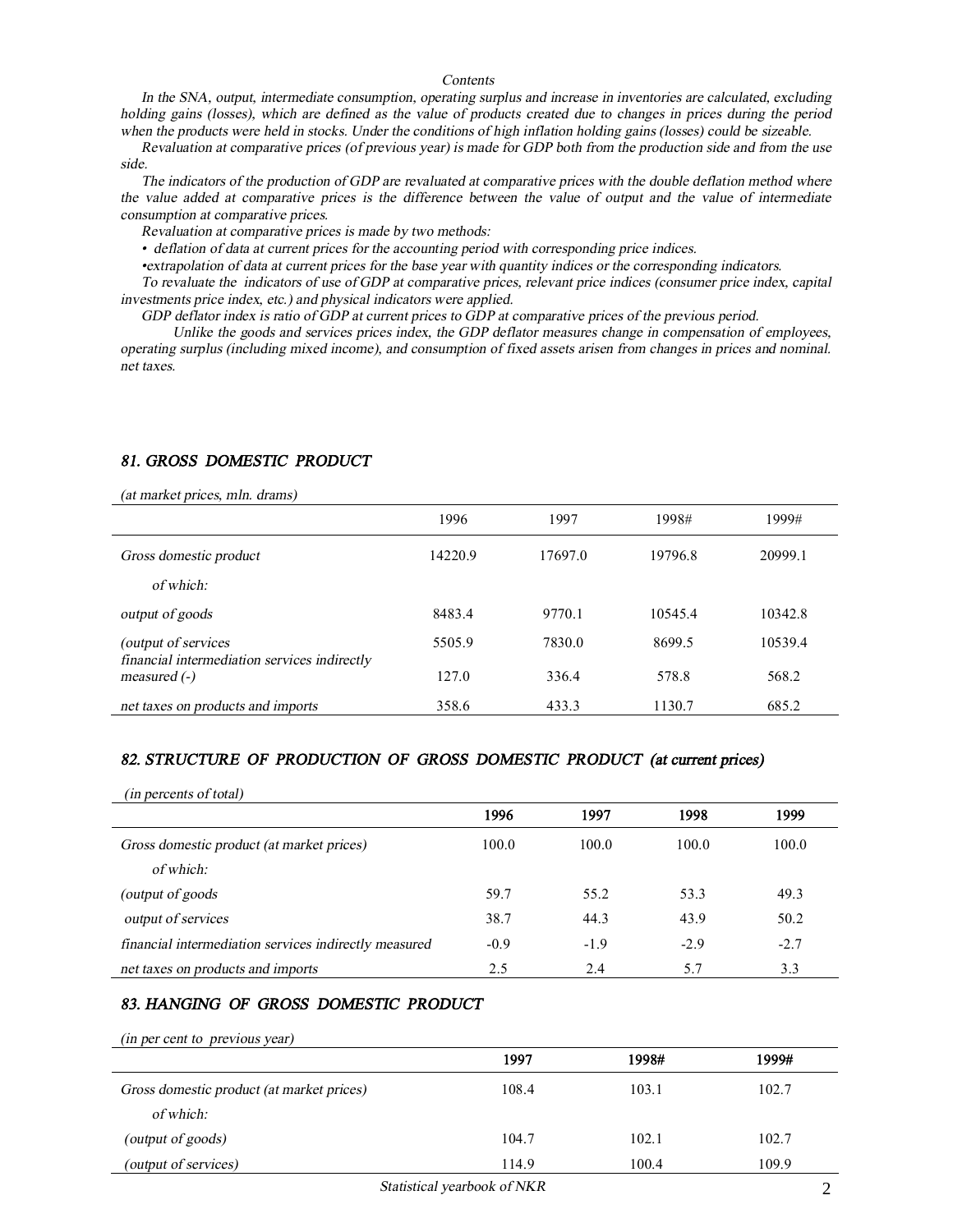*Contents*

*In the SNA, output, intermediate consumption, operating surplus and increase in inventories are calculated, excluding holding gains (losses), which are defined as the value of products created due to changes in prices during the period when the products were held in stocks. Under the conditions of high inflation holding gains (losses) could be sizeable.*

*Revaluation at comparative prices (of previous year) is made for GDP both from the production side and from the use side.*

*The indicators of the production of GDP are revaluated at comparative prices with the double deflation method where the value added at comparative prices is the difference between the value of output and the value of intermediate consumption at comparative prices.*

*Revaluation at comparative prices is made by two methods:*

- *deflation of data at current prices for the accounting period with corresponding price indices.*
- *extrapolation of data at current prices for the base year with quantity indices or the corresponding indicators.*

*To revaluate the indicators of use of GDP at comparative prices, relevant price indices (consumer price index, capital investments price index, etc.) and physical indicators were applied.*

*GDP deflator index is ratio of GDP at current prices to GDP at comparative prices of the previous period.*

*Unlike the goods and services prices index, the GDP deflator measures change in compensation of employees, operating surplus (including mixed income), and consumption of fixed assets arisen from changes in prices and nominal. net taxes.*

## *81. GROSS DOMESTIC PRODUCT*

*(at market prices, mln. drams)*

| | 1996 | 1997 | 1998# | 1999# |
|---|---|---|---|---|
| *Gross domestic product* | 14220.9 | 17697.0 | 19796.8 | 20999.1 |
| *of which:* | | | | |
| *output of goods* | 8483.4 | 9770.1 | 10545.4 | 10342.8 |
| *(output of services* | 5505.9 | 7830.0 | 8699.5 | 10539.4 |
| *financial intermediation services indirectly measured (-)* | 127.0 | 336.4 | 578.8 | 568.2 |
| *net taxes on products and imports* | 358.6 | 433.3 | 1130.7 | 685.2 |

## *82. STRUCTURE OF PRODUCTION OF GROSS DOMESTIC PRODUCT (at current prices)*

*(in percents of total)*

| | 1996 | 1997 | 1998 | 1999 |
|---|---|---|---|---|
| *Gross domestic product (at market prices)* | 100.0 | 100.0 | 100.0 | 100.0 |
| *of which:* | | | | |
| *(output of goods* | 59.7 | 55.2 | 53.3 | 49.3 |
| *output of services* | 38.7 | 44.3 | 43.9 | 50.2 |
| *financial intermediation services indirectly measured* | -0.9 | -1.9 | -2.9 | -2.7 |
| *net taxes on products and imports* | 2.5 | 2.4 | 5.7 | 3.3 |

## *83. HANGING OF GROSS DOMESTIC PRODUCT*

*(in per cent to previous year)*

| | 1997 | 1998# | 1999# |
|---|---|---|---|
| *Gross domestic product (at market prices)* | 108.4 | 103.1 | 102.7 |
| *of which:* | | | |
| *(output of goods)* | 104.7 | 102.1 | 102.7 |
| *(output of services)* | 114.9 | 100.4 | 109.9 |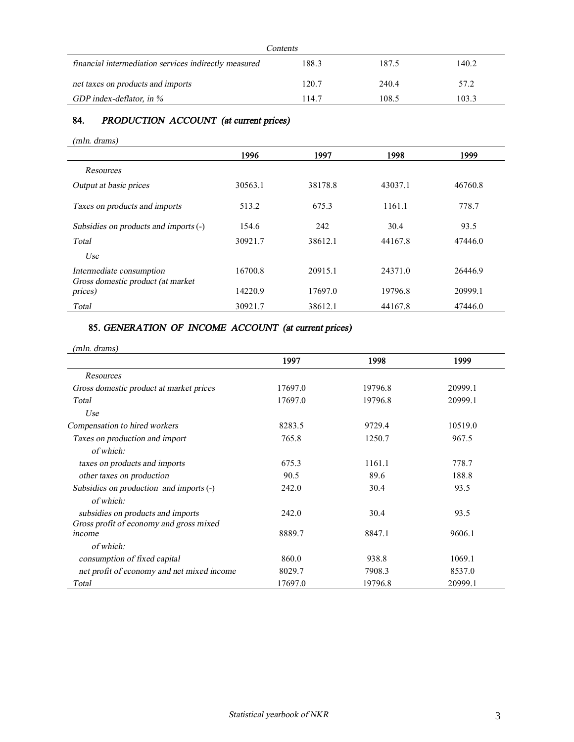| Contents | | | |
|---|---|---|---|
| *financial intermediation services indirectly measured* | 188.3 | 187.5 | 140.2 |
| *net taxes on products and imports* | 120.7 | 240.4 | 57.2 |
| *GDP index-deflator, in %* | 114.7 | 108.5 | 103.3 |

## 84. *PRODUCTION ACCOUNT (at current prices)*

*(mln. drams)*

| | 1996 | 1997 | 1998 | 1999 |
|---|---|---|---|---|
| *Resources* | | | | |
| *Output at basic prices* | 30563.1 | 38178.8 | 43037.1 | 46760.8 |
| *Taxes on products and imports* | 513.2 | 675.3 | 1161.1 | 778.7 |
| *Subsidies on products and imports (-)* | 154.6 | 242 | 30.4 | 93.5 |
| *Total* | 30921.7 | 38612.1 | 44167.8 | 47446.0 |
| *Use* | | | | |
| *Intermediate consumption* | 16700.8 | 20915.1 | 24371.0 | 26446.9 |
| *Gross domestic product (at market prices)* | 14220.9 | 17697.0 | 19796.8 | 20999.1 |
| *Total* | 30921.7 | 38612.1 | 44167.8 | 47446.0 |

## 85. *GENERATION OF INCOME ACCOUNT (at current prices)*

*(mln. drams)*

| | 1997 | 1998 | 1999 |
|---|---|---|---|
| *Resources* | | | |
| *Gross domestic product at market prices* | 17697.0 | 19796.8 | 20999.1 |
| *Total* | 17697.0 | 19796.8 | 20999.1 |
| *Use* | | | |
| *Compensation to hired workers* | 8283.5 | 9729.4 | 10519.0 |
| *Taxes on production and import* | 765.8 | 1250.7 | 967.5 |
| *of which:* | | | |
| *taxes on products and imports* | 675.3 | 1161.1 | 778.7 |
| *other taxes on production* | 90.5 | 89.6 | 188.8 |
| *Subsidies on production and imports (-)* | 242.0 | 30.4 | 93.5 |
| *of which:* | | | |
| *subsidies on products and imports* | 242.0 | 30.4 | 93.5 |
| *Gross profit of economy and gross mixed income* | 8889.7 | 8847.1 | 9606.1 |
| *of which:* | | | |
| *consumption of fixed capital* | 860.0 | 938.8 | 1069.1 |
| *net profit of economy and net mixed income* | 8029.7 | 7908.3 | 8537.0 |
| *Total* | 17697.0 | 19796.8 | 20999.1 |